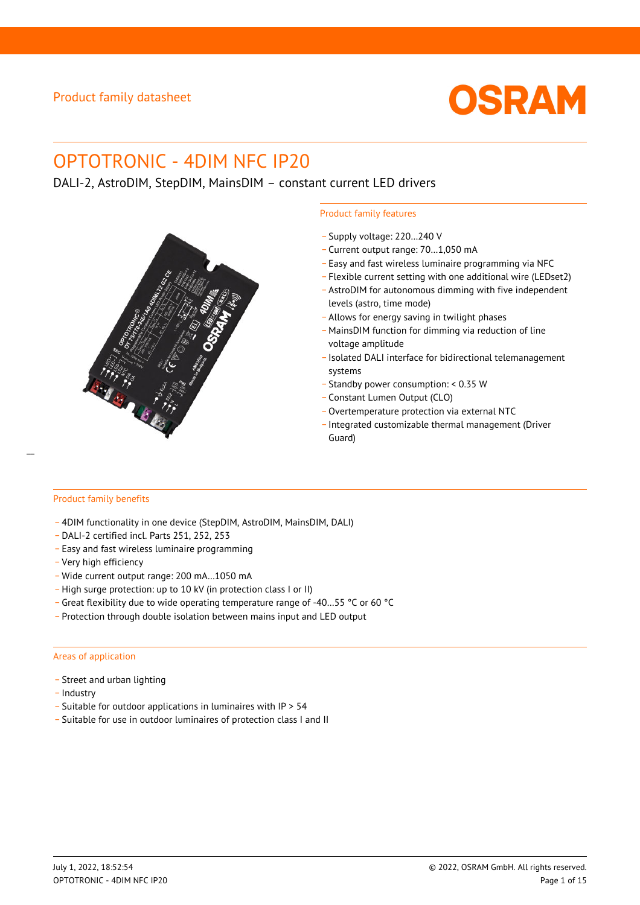Product family datasheet

# OPTOTRONIC - 4DIM NFC IP20

DALI-2, AstroDIM, StepDIM, MainsDIM – constant current LED drivers

## Product family features

- Supply voltage: 220…240 V
- Current output range: 70…1,050 mA
- Easy and fast wireless luminaire programming via NFC
- Flexible current setting with one additional wire (LEDset2)
- AstroDIM for autonomous dimming with five independent levels (astro, time mode)
- Allows for energy saving in twilight phases
- MainsDIM function for dimming via reduction of line voltage amplitude
- Isolated DALI interface for bidirectional telemanagement systems
- Standby power consumption: < 0.35 W
- Constant Lumen Output (CLO)
- Overtemperature protection via external NTC
- Integrated customizable thermal management (Driver Guard)

## Product family benefits

- 4DIM functionality in one device (StepDIM, AstroDIM, MainsDIM, DALI)
- DALI-2 certified incl. Parts 251, 252, 253
- Easy and fast wireless luminaire programming
- Very high efficiency
- Wide current output range: 200 mA…1050 mA
- High surge protection: up to 10 kV (in protection class I or II)
- Great flexibility due to wide operating temperature range of -40…55 °C or 60 °C
- Protection through double isolation between mains input and LED output

## Areas of application

- Street and urban lighting
- Industry
- Suitable for outdoor applications in luminaires with IP > 54
- Suitable for use in outdoor luminaires of protection class I and II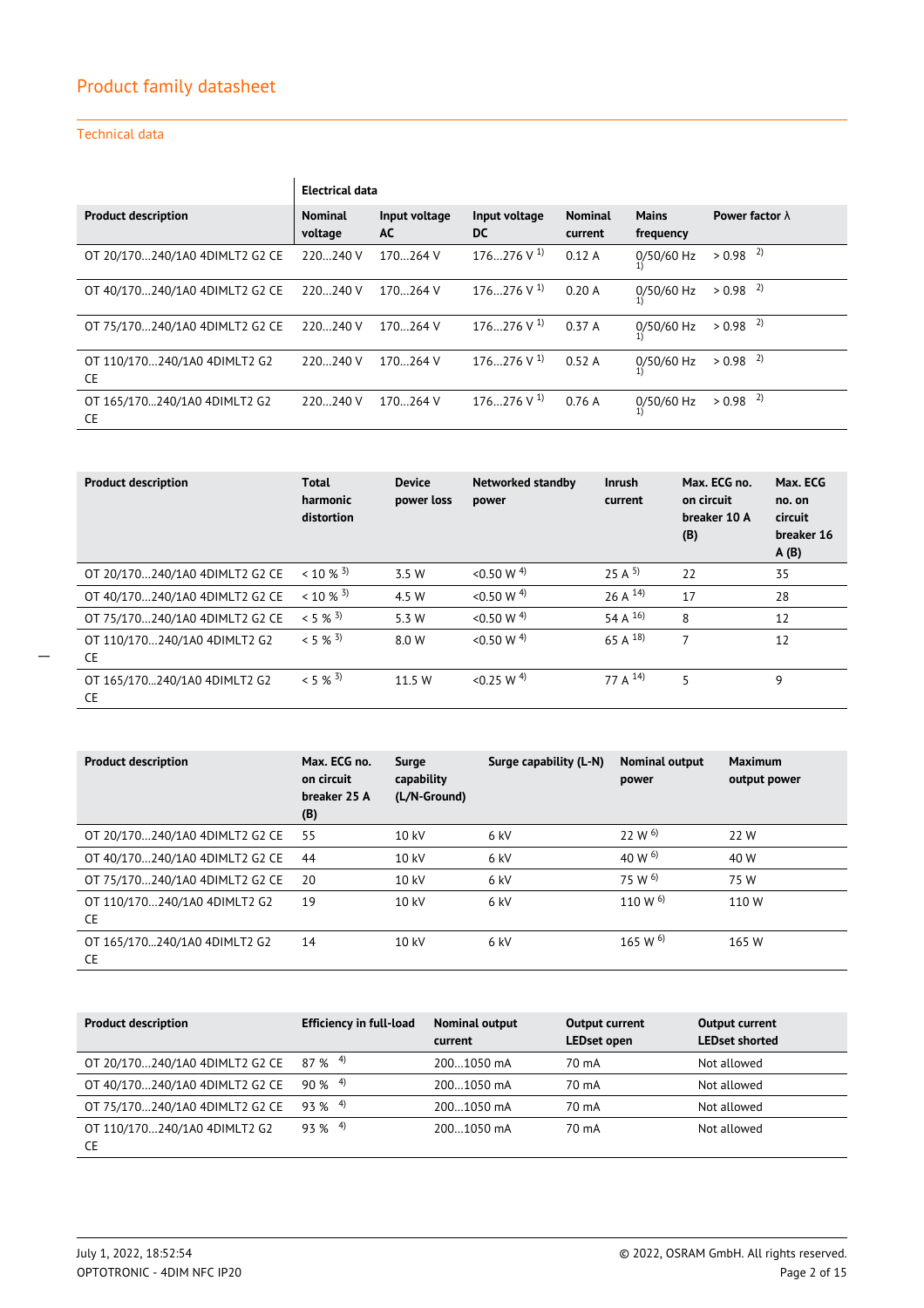## Product family datasheet

### Technical data

| Product description | Electrical data Nominal voltage | Input voltage AC | Input voltage DC | Nominal current | Mains frequency | Power factor λ |
|---|---|---|---|---|---|---|
| OT 20/170…240/1A0 4DIMLT2 G2 CE | 220…240 V | 170…264 V | 176…276 V [1] | 0.12 A | 0/50/60 Hz [1] | > 0.98 [2] |
| OT 40/170…240/1A0 4DIMLT2 G2 CE | 220…240 V | 170…264 V | 176…276 V [1] | 0.20 A | 0/50/60 Hz [1] | > 0.98 [2] |
| OT 75/170…240/1A0 4DIMLT2 G2 CE | 220…240 V | 170…264 V | 176…276 V [1] | 0.37 A | 0/50/60 Hz [1] | > 0.98 [2] |
| OT 110/170…240/1A0 4DIMLT2 G2 CE | 220…240 V | 170…264 V | 176…276 V [1] | 0.52 A | 0/50/60 Hz [1] | > 0.98 [2] |
| OT 165/170…240/1A0 4DIMLT2 G2 CE | 220…240 V | 170…264 V | 176…276 V [1] | 0.76 A | 0/50/60 Hz [1] | > 0.98 [2] |

| Product description | Total harmonic distortion | Device power loss | Networked standby power | Inrush current | Max. ECG no. on circuit breaker 10 A (B) | Max. ECG no. on circuit breaker 16 A (B) |
|---|---|---|---|---|---|---|
| OT 20/170…240/1A0 4DIMLT2 G2 CE | < 10 % [3] | 3.5 W | <0.50 W [4] | 25 A [5] | 22 | 35 |
| OT 40/170…240/1A0 4DIMLT2 G2 CE | < 10 % [3] | 4.5 W | <0.50 W [4] | 26 A [14] | 17 | 28 |
| OT 75/170…240/1A0 4DIMLT2 G2 CE | < 5 % [3] | 5.3 W | <0.50 W [4] | 54 A [16] | 8 | 12 |
| OT 110/170…240/1A0 4DIMLT2 G2 CE | < 5 % [3] | 8.0 W | <0.50 W [4] | 65 A [18] | 7 | 12 |
| OT 165/170…240/1A0 4DIMLT2 G2 CE | < 5 % [3] | 11.5 W | <0.25 W [4] | 77 A [14] | 5 | 9 |

| Product description | Max. ECG no. on circuit breaker 25 A (B) | Surge capability (L/N-Ground) | Surge capability (L-N) | Nominal output power | Maximum output power |
|---|---|---|---|---|---|
| OT 20/170…240/1A0 4DIMLT2 G2 CE | 55 | 10 kV | 6 kV | 22 W [6] | 22 W |
| OT 40/170…240/1A0 4DIMLT2 G2 CE | 44 | 10 kV | 6 kV | 40 W [6] | 40 W |
| OT 75/170…240/1A0 4DIMLT2 G2 CE | 20 | 10 kV | 6 kV | 75 W [6] | 75 W |
| OT 110/170…240/1A0 4DIMLT2 G2 CE | 19 | 10 kV | 6 kV | 110 W [6] | 110 W |
| OT 165/170…240/1A0 4DIMLT2 G2 CE | 14 | 10 kV | 6 kV | 165 W [6] | 165 W |

| Product description | Efficiency in full-load | Nominal output current | Output current LEDset open | Output current LEDset shorted |
|---|---|---|---|---|
| OT 20/170…240/1A0 4DIMLT2 G2 CE | 87 % [4] | 200…1050 mA | 70 mA | Not allowed |
| OT 40/170…240/1A0 4DIMLT2 G2 CE | 90 % [4] | 200…1050 mA | 70 mA | Not allowed |
| OT 75/170…240/1A0 4DIMLT2 G2 CE | 93 % [4] | 200…1050 mA | 70 mA | Not allowed |
| OT 110/170…240/1A0 4DIMLT2 G2 CE | 93 % [4] | 200…1050 mA | 70 mA | Not allowed |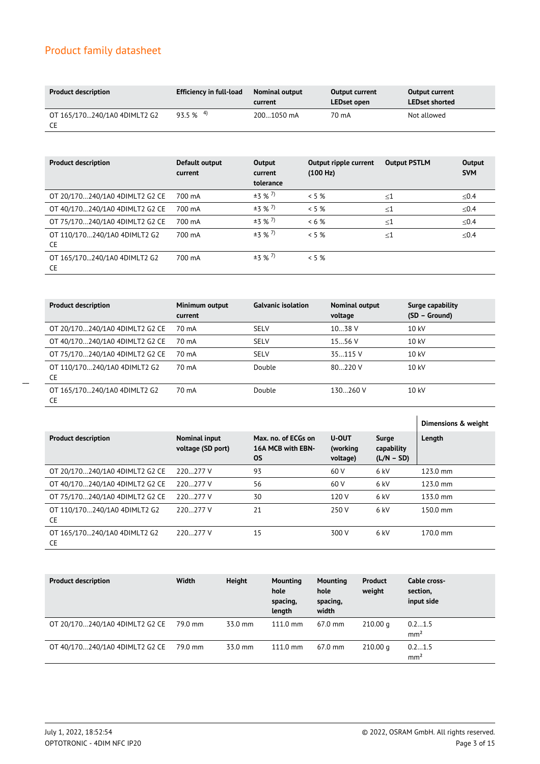## Product family datasheet

| Product description | Efficiency in full-load | Nominal output current | Output current LEDset open | Output current LEDset shorted |
|---|---|---|---|---|
| OT 165/170…240/1A0 4DIMLT2 G2 CE | 93.5 % [4)] | 200…1050 mA | 70 mA | Not allowed |

| Product description | Default output current | Output current tolerance | Output ripple current (100 Hz) | Output PSTLM | Output SVM |
|---|---|---|---|---|---|
| OT 20/170…240/1A0 4DIMLT2 G2 CE | 700 mA | ±3 % [7)] | < 5 % | ≤1 | ≤0.4 |
| OT 40/170…240/1A0 4DIMLT2 G2 CE | 700 mA | ±3 % [7)] | < 5 % | ≤1 | ≤0.4 |
| OT 75/170…240/1A0 4DIMLT2 G2 CE | 700 mA | ±3 % [7)] | < 6 % | ≤1 | ≤0.4 |
| OT 110/170…240/1A0 4DIMLT2 G2 CE | 700 mA | ±3 % [7)] | < 5 % | ≤1 | ≤0.4 |
| OT 165/170…240/1A0 4DIMLT2 G2 CE | 700 mA | ±3 % [7)] | < 5 % | | |

| Product description | Minimum output current | Galvanic isolation | Nominal output voltage | Surge capability (SD – Ground) |
|---|---|---|---|---|
| OT 20/170…240/1A0 4DIMLT2 G2 CE | 70 mA | SELV | 10…38 V | 10 kV |
| OT 40/170…240/1A0 4DIMLT2 G2 CE | 70 mA | SELV | 15…56 V | 10 kV |
| OT 75/170…240/1A0 4DIMLT2 G2 CE | 70 mA | SELV | 35…115 V | 10 kV |
| OT 110/170…240/1A0 4DIMLT2 G2 CE | 70 mA | Double | 80…220 V | 10 kV |
| OT 165/170…240/1A0 4DIMLT2 G2 CE | 70 mA | Double | 130…260 V | 10 kV |

| | | | | | Dimensions & weight |
|---|---|---|---|---|---|
| Product description | Nominal input voltage (SD port) | Max. no. of ECGs on 16A MCB with EBN-OS | U-OUT (working voltage) | Surge capability (L/N – SD) | Length |
| OT 20/170…240/1A0 4DIMLT2 G2 CE | 220…277 V | 93 | 60 V | 6 kV | 123.0 mm |
| OT 40/170…240/1A0 4DIMLT2 G2 CE | 220…277 V | 56 | 60 V | 6 kV | 123.0 mm |
| OT 75/170…240/1A0 4DIMLT2 G2 CE | 220…277 V | 30 | 120 V | 6 kV | 133.0 mm |
| OT 110/170…240/1A0 4DIMLT2 G2 CE | 220…277 V | 21 | 250 V | 6 kV | 150.0 mm |
| OT 165/170…240/1A0 4DIMLT2 G2 CE | 220…277 V | 15 | 300 V | 6 kV | 170.0 mm |

| Product description | Width | Height | Mounting hole spacing, length | Mounting hole spacing, width | Product weight | Cable cross-section, input side |
|---|---|---|---|---|---|---|
| OT 20/170…240/1A0 4DIMLT2 G2 CE | 79.0 mm | 33.0 mm | 111.0 mm | 67.0 mm | 210.00 g | 0.2…1.5 mm² |
| OT 40/170…240/1A0 4DIMLT2 G2 CE | 79.0 mm | 33.0 mm | 111.0 mm | 67.0 mm | 210.00 g | 0.2…1.5 mm² |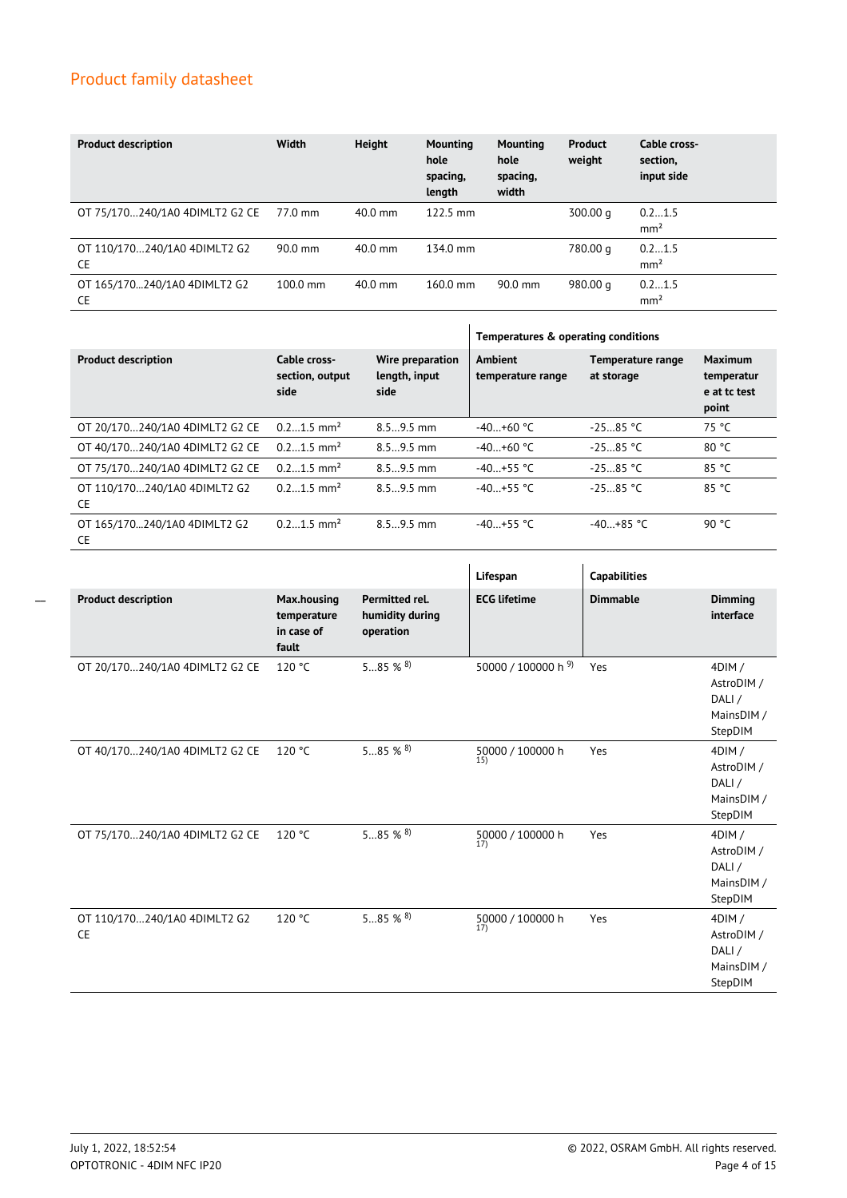## Product family datasheet

| Product description | Width | Height | Mounting hole spacing, length | Mounting hole spacing, width | Product weight | Cable cross-section, input side |
|---|---|---|---|---|---|---|
| OT 75/170…240/1A0 4DIMLT2 G2 CE | 77.0 mm | 40.0 mm | 122.5 mm | | 300.00 g | 0.2…1.5 mm² |
| OT 110/170…240/1A0 4DIMLT2 G2 CE | 90.0 mm | 40.0 mm | 134.0 mm | | 780.00 g | 0.2…1.5 mm² |
| OT 165/170…240/1A0 4DIMLT2 G2 CE | 100.0 mm | 40.0 mm | 160.0 mm | 90.0 mm | 980.00 g | 0.2…1.5 mm² |

| | | | Temperatures & operating conditions | | |
|---|---|---|---|---|---|
| **Product description** | **Cable cross-section, output side** | **Wire preparation length, input side** | **Ambient temperature range** | **Temperature range at storage** | **Maximum temperature at tc test point** |
| OT 20/170…240/1A0 4DIMLT2 G2 CE | 0.2…1.5 mm² | 8.5…9.5 mm | -40…+60 °C | -25…85 °C | 75 °C |
| OT 40/170…240/1A0 4DIMLT2 G2 CE | 0.2…1.5 mm² | 8.5…9.5 mm | -40…+60 °C | -25…85 °C | 80 °C |
| OT 75/170…240/1A0 4DIMLT2 G2 CE | 0.2…1.5 mm² | 8.5…9.5 mm | -40…+55 °C | -25…85 °C | 85 °C |
| OT 110/170…240/1A0 4DIMLT2 G2 CE | 0.2…1.5 mm² | 8.5…9.5 mm | -40…+55 °C | -25…85 °C | 85 °C |
| OT 165/170…240/1A0 4DIMLT2 G2 CE | 0.2…1.5 mm² | 8.5…9.5 mm | -40…+55 °C | -40…+85 °C | 90 °C |

| | | | Lifespan | Capabilities | |
|---|---|---|---|---|---|
| **Product description** | **Max.housing temperature in case of fault** | **Permitted rel. humidity during operation** | **ECG lifetime** | **Dimmable** | **Dimming interface** |
| OT 20/170…240/1A0 4DIMLT2 G2 CE | 120 °C | 5…85 % [8)] | 50000 / 100000 h [9)] | Yes | 4DIM / AstroDIM / DALI / MainsDIM / StepDIM |
| OT 40/170…240/1A0 4DIMLT2 G2 CE | 120 °C | 5…85 % [8)] | 50000 / 100000 h [15)] | Yes | 4DIM / AstroDIM / DALI / MainsDIM / StepDIM |
| OT 75/170…240/1A0 4DIMLT2 G2 CE | 120 °C | 5…85 % [8)] | 50000 / 100000 h [17)] | Yes | 4DIM / AstroDIM / DALI / MainsDIM / StepDIM |
| OT 110/170…240/1A0 4DIMLT2 G2 CE | 120 °C | 5…85 % [8)] | 50000 / 100000 h [17)] | Yes | 4DIM / AstroDIM / DALI / MainsDIM / StepDIM |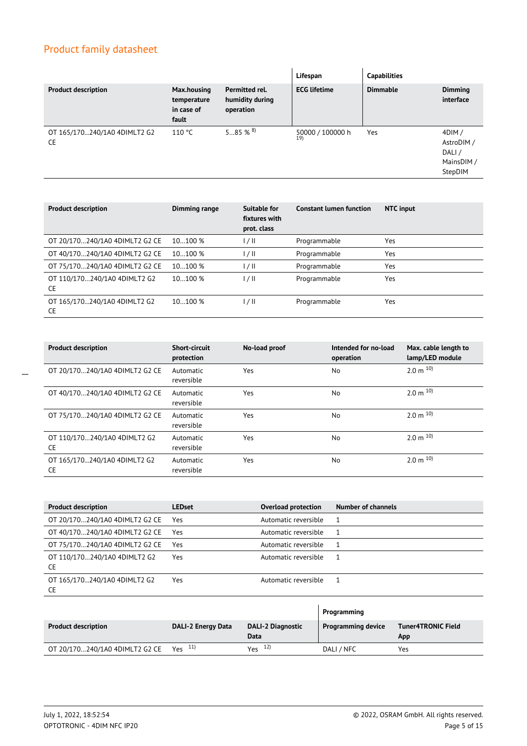## Product family datasheet

| | | | Lifespan | Capabilities | |
|---|---|---|---|---|---|
| **Product description** | **Max.housing temperature in case of fault** | **Permitted rel. humidity during operation** | **ECG lifetime** | **Dimmable** | **Dimming interface** |
| OT 165/170…240/1A0 4DIMLT2 G2 CE | 110 °C | 5…85 % [8)] | 50000 / 100000 h [19)] | Yes | 4DIM / AstroDIM / DALI / MainsDIM / StepDIM |

| Product description | Dimming range | Suitable for fixtures with prot. class | Constant lumen function | NTC input |
|---|---|---|---|---|
| OT 20/170…240/1A0 4DIMLT2 G2 CE | 10…100 % | I / II | Programmable | Yes |
| OT 40/170…240/1A0 4DIMLT2 G2 CE | 10…100 % | I / II | Programmable | Yes |
| OT 75/170…240/1A0 4DIMLT2 G2 CE | 10…100 % | I / II | Programmable | Yes |
| OT 110/170…240/1A0 4DIMLT2 G2 CE | 10…100 % | I / II | Programmable | Yes |
| OT 165/170…240/1A0 4DIMLT2 G2 CE | 10…100 % | I / II | Programmable | Yes |

| Product description | Short-circuit protection | No-load proof | Intended for no-load operation | Max. cable length to lamp/LED module |
|---|---|---|---|---|
| OT 20/170…240/1A0 4DIMLT2 G2 CE | Automatic reversible | Yes | No | 2.0 m [10)] |
| OT 40/170…240/1A0 4DIMLT2 G2 CE | Automatic reversible | Yes | No | 2.0 m [10)] |
| OT 75/170…240/1A0 4DIMLT2 G2 CE | Automatic reversible | Yes | No | 2.0 m [10)] |
| OT 110/170…240/1A0 4DIMLT2 G2 CE | Automatic reversible | Yes | No | 2.0 m [10)] |
| OT 165/170…240/1A0 4DIMLT2 G2 CE | Automatic reversible | Yes | No | 2.0 m [10)] |

| Product description | LEDset | Overload protection | Number of channels |
|---|---|---|---|
| OT 20/170…240/1A0 4DIMLT2 G2 CE | Yes | Automatic reversible | 1 |
| OT 40/170…240/1A0 4DIMLT2 G2 CE | Yes | Automatic reversible | 1 |
| OT 75/170…240/1A0 4DIMLT2 G2 CE | Yes | Automatic reversible | 1 |
| OT 110/170…240/1A0 4DIMLT2 G2 CE | Yes | Automatic reversible | 1 |
| OT 165/170…240/1A0 4DIMLT2 G2 CE | Yes | Automatic reversible | 1 |

| | | | Programming | |
|---|---|---|---|---|
| **Product description** | **DALI-2 Energy Data** | **DALI-2 Diagnostic Data** | **Programming device** | **Tuner4TRONIC Field App** |
| OT 20/170…240/1A0 4DIMLT2 G2 CE | Yes [11)] | Yes [12)] | DALI / NFC | Yes |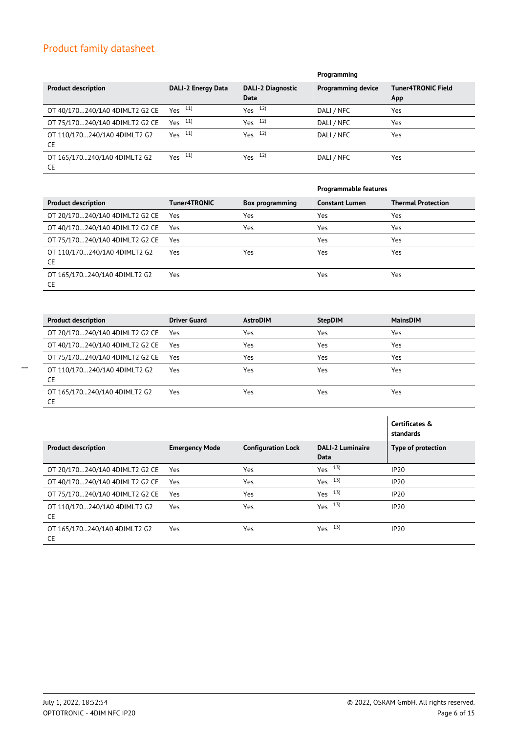## Product family datasheet

| | | | Programming | |
|---|---|---|---|---|
| **Product description** | **DALI-2 Energy Data** | **DALI-2 Diagnostic Data** | **Programming device** | **Tuner4TRONIC Field App** |
| OT 40/170...240/1A0 4DIMLT2 G2 CE | Yes [11)] | Yes [12)] | DALI / NFC | Yes |
| OT 75/170...240/1A0 4DIMLT2 G2 CE | Yes [11)] | Yes [12)] | DALI / NFC | Yes |
| OT 110/170...240/1A0 4DIMLT2 G2 CE | Yes [11)] | Yes [12)] | DALI / NFC | Yes |
| OT 165/170...240/1A0 4DIMLT2 G2 CE | Yes [11)] | Yes [12)] | DALI / NFC | Yes |

| | | | Programmable features | |
|---|---|---|---|---|
| **Product description** | **Tuner4TRONIC** | **Box programming** | **Constant Lumen** | **Thermal Protection** |
| OT 20/170...240/1A0 4DIMLT2 G2 CE | Yes | Yes | Yes | Yes |
| OT 40/170...240/1A0 4DIMLT2 G2 CE | Yes | Yes | Yes | Yes |
| OT 75/170...240/1A0 4DIMLT2 G2 CE | Yes | | Yes | Yes |
| OT 110/170...240/1A0 4DIMLT2 G2 CE | Yes | Yes | Yes | Yes |
| OT 165/170...240/1A0 4DIMLT2 G2 CE | Yes | | Yes | Yes |

| **Product description** | **Driver Guard** | **AstroDIM** | **StepDIM** | **MainsDIM** |
|---|---|---|---|---|
| OT 20/170...240/1A0 4DIMLT2 G2 CE | Yes | Yes | Yes | Yes |
| OT 40/170...240/1A0 4DIMLT2 G2 CE | Yes | Yes | Yes | Yes |
| OT 75/170...240/1A0 4DIMLT2 G2 CE | Yes | Yes | Yes | Yes |
| OT 110/170...240/1A0 4DIMLT2 G2 CE | Yes | Yes | Yes | Yes |
| OT 165/170...240/1A0 4DIMLT2 G2 CE | Yes | Yes | Yes | Yes |

| | | | | Certificates & standards |
|---|---|---|---|---|
| **Product description** | **Emergency Mode** | **Configuration Lock** | **DALI-2 Luminaire Data** | **Type of protection** |
| OT 20/170...240/1A0 4DIMLT2 G2 CE | Yes | Yes | Yes [13)] | IP20 |
| OT 40/170...240/1A0 4DIMLT2 G2 CE | Yes | Yes | Yes [13)] | IP20 |
| OT 75/170...240/1A0 4DIMLT2 G2 CE | Yes | Yes | Yes [13)] | IP20 |
| OT 110/170...240/1A0 4DIMLT2 G2 CE | Yes | Yes | Yes [13)] | IP20 |
| OT 165/170...240/1A0 4DIMLT2 G2 CE | Yes | Yes | Yes [13)] | IP20 |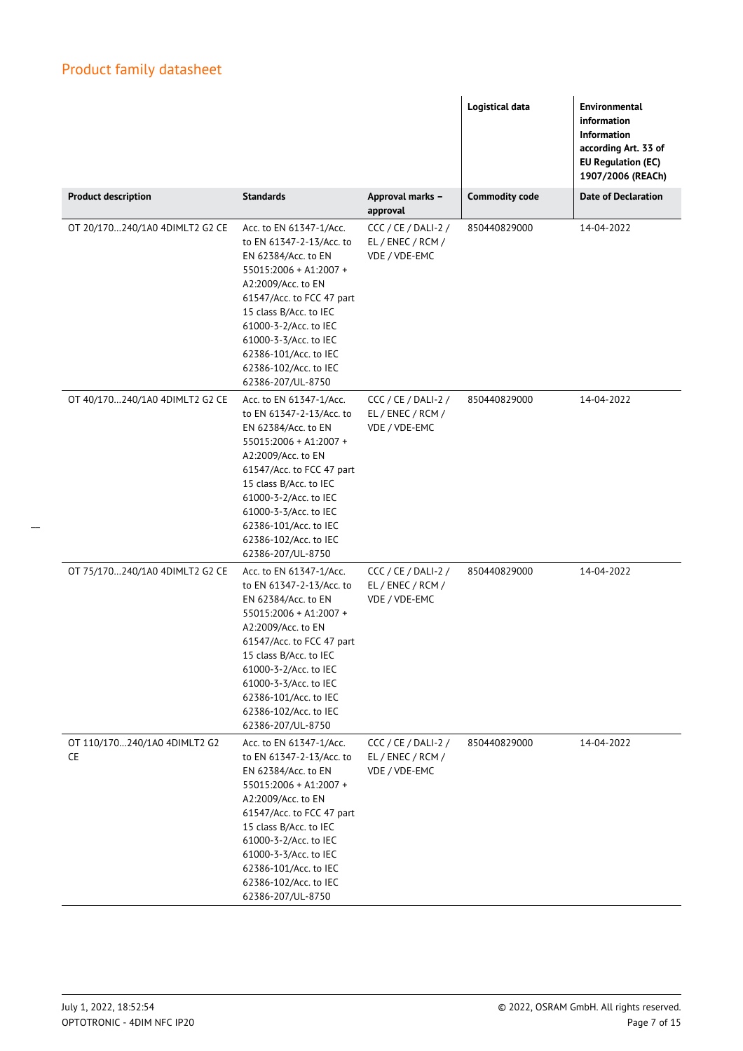## Product family datasheet

| | | | Logistical data | Environmental information Information according Art. 33 of EU Regulation (EC) 1907/2006 (REACh) |
|---|---|---|---|---|
| **Product description** | **Standards** | **Approval marks – approval** | **Commodity code** | **Date of Declaration** |
| OT 20/170…240/1A0 4DIMLT2 G2 CE | Acc. to EN 61347-1/Acc. to EN 61347-2-13/Acc. to EN 62384/Acc. to EN 55015:2006 + A1:2007 + A2:2009/Acc. to EN 61547/Acc. to FCC 47 part 15 class B/Acc. to IEC 61000-3-2/Acc. to IEC 61000-3-3/Acc. to IEC 62386-101/Acc. to IEC 62386-102/Acc. to IEC 62386-207/UL-8750 | CCC / CE / DALI-2 / EL / ENEC / RCM / VDE / VDE-EMC | 850440829000 | 14-04-2022 |
| OT 40/170…240/1A0 4DIMLT2 G2 CE | Acc. to EN 61347-1/Acc. to EN 61347-2-13/Acc. to EN 62384/Acc. to EN 55015:2006 + A1:2007 + A2:2009/Acc. to EN 61547/Acc. to FCC 47 part 15 class B/Acc. to IEC 61000-3-2/Acc. to IEC 61000-3-3/Acc. to IEC 62386-101/Acc. to IEC 62386-102/Acc. to IEC 62386-207/UL-8750 | CCC / CE / DALI-2 / EL / ENEC / RCM / VDE / VDE-EMC | 850440829000 | 14-04-2022 |
| OT 75/170…240/1A0 4DIMLT2 G2 CE | Acc. to EN 61347-1/Acc. to EN 61347-2-13/Acc. to EN 62384/Acc. to EN 55015:2006 + A1:2007 + A2:2009/Acc. to EN 61547/Acc. to FCC 47 part 15 class B/Acc. to IEC 61000-3-2/Acc. to IEC 61000-3-3/Acc. to IEC 62386-101/Acc. to IEC 62386-102/Acc. to IEC 62386-207/UL-8750 | CCC / CE / DALI-2 / EL / ENEC / RCM / VDE / VDE-EMC | 850440829000 | 14-04-2022 |
| OT 110/170…240/1A0 4DIMLT2 G2 CE | Acc. to EN 61347-1/Acc. to EN 61347-2-13/Acc. to EN 62384/Acc. to EN 55015:2006 + A1:2007 + A2:2009/Acc. to EN 61547/Acc. to FCC 47 part 15 class B/Acc. to IEC 61000-3-2/Acc. to IEC 61000-3-3/Acc. to IEC 62386-101/Acc. to IEC 62386-102/Acc. to IEC 62386-207/UL-8750 | CCC / CE / DALI-2 / EL / ENEC / RCM / VDE / VDE-EMC | 850440829000 | 14-04-2022 |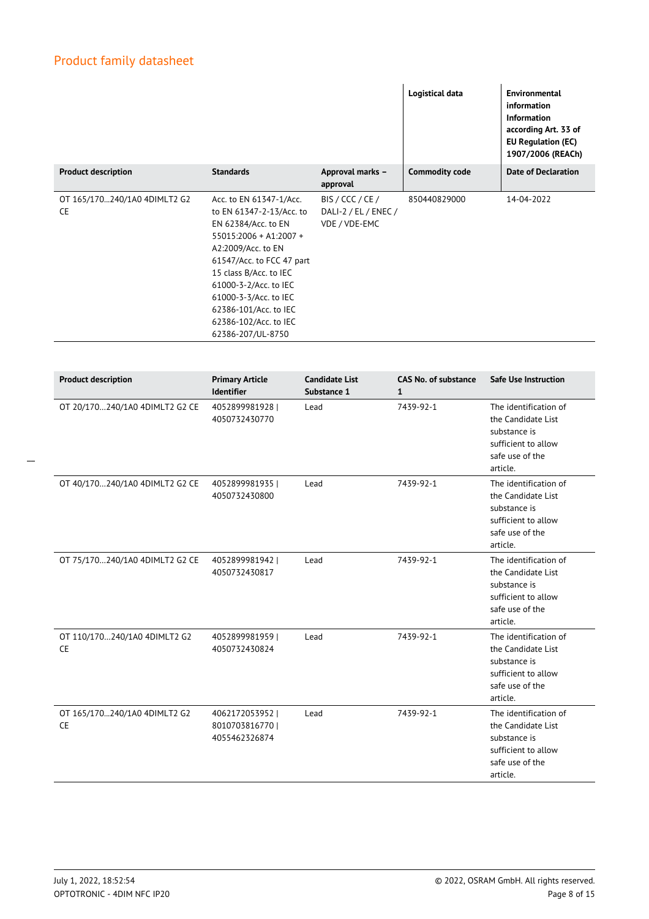## Product family datasheet

| | | | Logistical data | Environmental information Information according Art. 33 of EU Regulation (EC) 1907/2006 (REACh) |
|---|---|---|---|---|
| **Product description** | **Standards** | **Approval marks – approval** | **Commodity code** | **Date of Declaration** |
| OT 165/170…240/1A0 4DIMLT2 G2 CE | Acc. to EN 61347-1/Acc. to EN 61347-2-13/Acc. to EN 62384/Acc. to EN 55015:2006 + A1:2007 + A2:2009/Acc. to EN 61547/Acc. to FCC 47 part 15 class B/Acc. to IEC 61000-3-2/Acc. to IEC 61000-3-3/Acc. to IEC 62386-101/Acc. to IEC 62386-102/Acc. to IEC 62386-207/UL-8750 | BIS / CCC / CE / DALI-2 / EL / ENEC / VDE / VDE-EMC | 850440829000 | 14-04-2022 |

| Product description | Primary Article Identifier | Candidate List Substance 1 | CAS No. of substance 1 | Safe Use Instruction |
|---|---|---|---|---|
| OT 20/170…240/1A0 4DIMLT2 G2 CE | 4052899981928 \| 4050732430770 | Lead | 7439-92-1 | The identification of the Candidate List substance is sufficient to allow safe use of the article. |
| OT 40/170…240/1A0 4DIMLT2 G2 CE | 4052899981935 \| 4050732430800 | Lead | 7439-92-1 | The identification of the Candidate List substance is sufficient to allow safe use of the article. |
| OT 75/170…240/1A0 4DIMLT2 G2 CE | 4052899981942 \| 4050732430817 | Lead | 7439-92-1 | The identification of the Candidate List substance is sufficient to allow safe use of the article. |
| OT 110/170…240/1A0 4DIMLT2 G2 CE | 4052899981959 \| 4050732430824 | Lead | 7439-92-1 | The identification of the Candidate List substance is sufficient to allow safe use of the article. |
| OT 165/170…240/1A0 4DIMLT2 G2 CE | 4062172053952 \| 8010703816770 \| 4055462326874 | Lead | 7439-92-1 | The identification of the Candidate List substance is sufficient to allow safe use of the article. |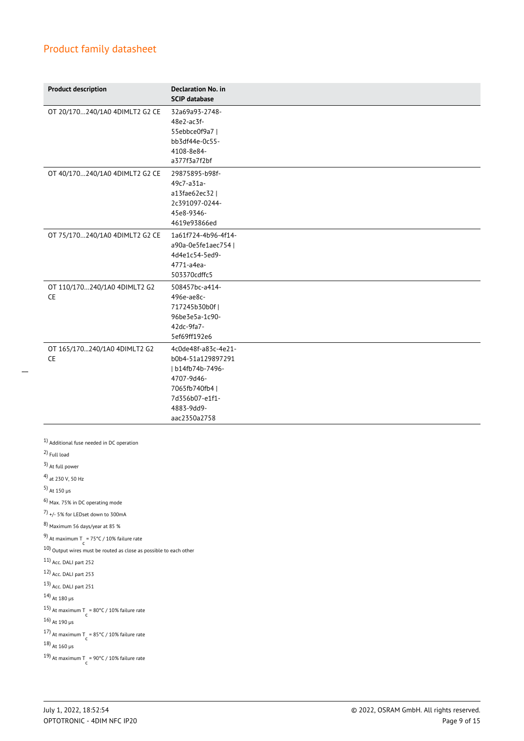| Product description | Declaration No. in SCIP database |
|---|---|
| OT 20/170...240/1A0 4DIMLT2 G2 CE | 32a69a93-2748-48e2-ac3f-55ebbce0f9a7 \| bb3df44e-0c55-4108-8e84-a377f3a7f2bf |
| OT 40/170...240/1A0 4DIMLT2 G2 CE | 29875895-b98f-49c7-a31a-a13fae62ec32 \| 2c391097-0244-45e8-9346-4619e93866ed |
| OT 75/170...240/1A0 4DIMLT2 G2 CE | 1a61f724-4b96-4f14-a90a-0e5fe1aec754 \| 4d4e1c54-5ed9-4771-a4ea-503370cdffc5 |
| OT 110/170...240/1A0 4DIMLT2 G2 CE | 508457bc-a414-496e-ae8c-717245b30b0f \| 96be3e5a-1c90-42dc-9fa7-5ef69ff192e6 |
| OT 165/170...240/1A0 4DIMLT2 G2 CE | 4c0de48f-a83c-4e21-b0b4-51a129897291 \| b14fb74b-7496-4707-9d46-7065fb740fb4 \| 7d356b07-e1f1-4883-9dd9-aac2350a2758 |

1) Additional fuse needed in DC operation

2) Full load

3) At full power

4) at 230 V, 50 Hz

5) At 150 µs

6) Max. 75% in DC operating mode

7) +/- 5% for LEDset down to 300mA

8) Maximum 56 days/year at 85 %

9) At maximum $T_c$ = 75°C / 10% failure rate

10) Output wires must be routed as close as possible to each other

11) Acc. DALI part 252

12) Acc. DALI part 253

13) Acc. DALI part 251

14) At 180 µs

15) At maximum $T_c$ = 80°C / 10% failure rate

16) At 190 µs

17) At maximum $T_c$ = 85°C / 10% failure rate

18) At 160 µs

19) At maximum $T_c$ = 90°C / 10% failure rate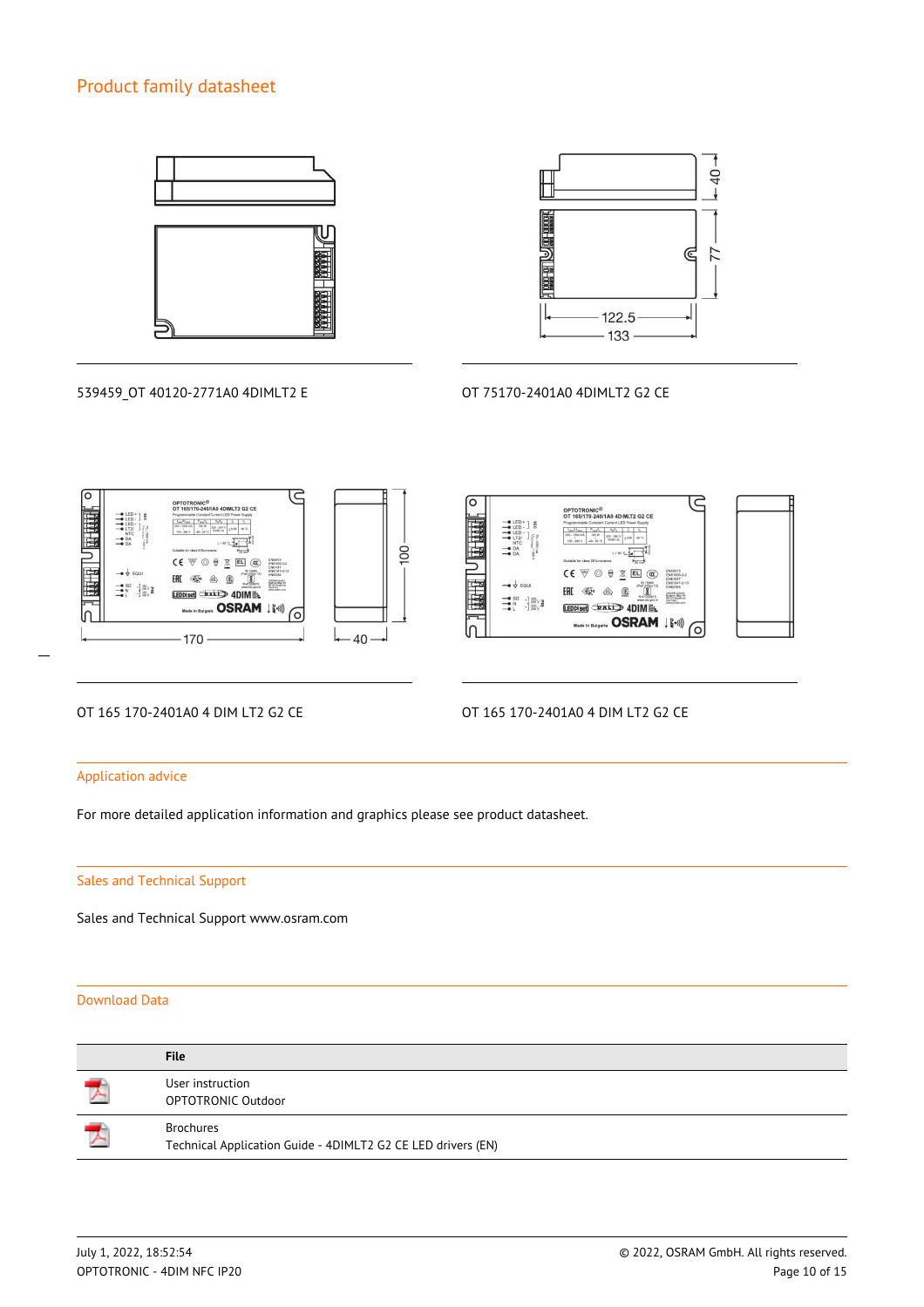## Product family datasheet

539459_OT 40120-2771A0 4DIMLT2 E

OT 75170-2401A0 4DIMLT2 G2 CE

OT 165 170-2401A0 4 DIM LT2 G2 CE

OT 165 170-2401A0 4 DIM LT2 G2 CE

### Application advice

For more detailed application information and graphics please see product datasheet.

### Sales and Technical Support

Sales and Technical Support www.osram.com

### Download Data

| | File |
|---|---|
| | User instruction<br>OPTOTRONIC Outdoor |
| | Brochures<br>Technical Application Guide - 4DIMLT2 G2 CE LED drivers (EN) |

July 1, 2022, 18:52:54
OPTOTRONIC - 4DIM NFC IP20

© 2022, OSRAM GmbH. All rights reserved.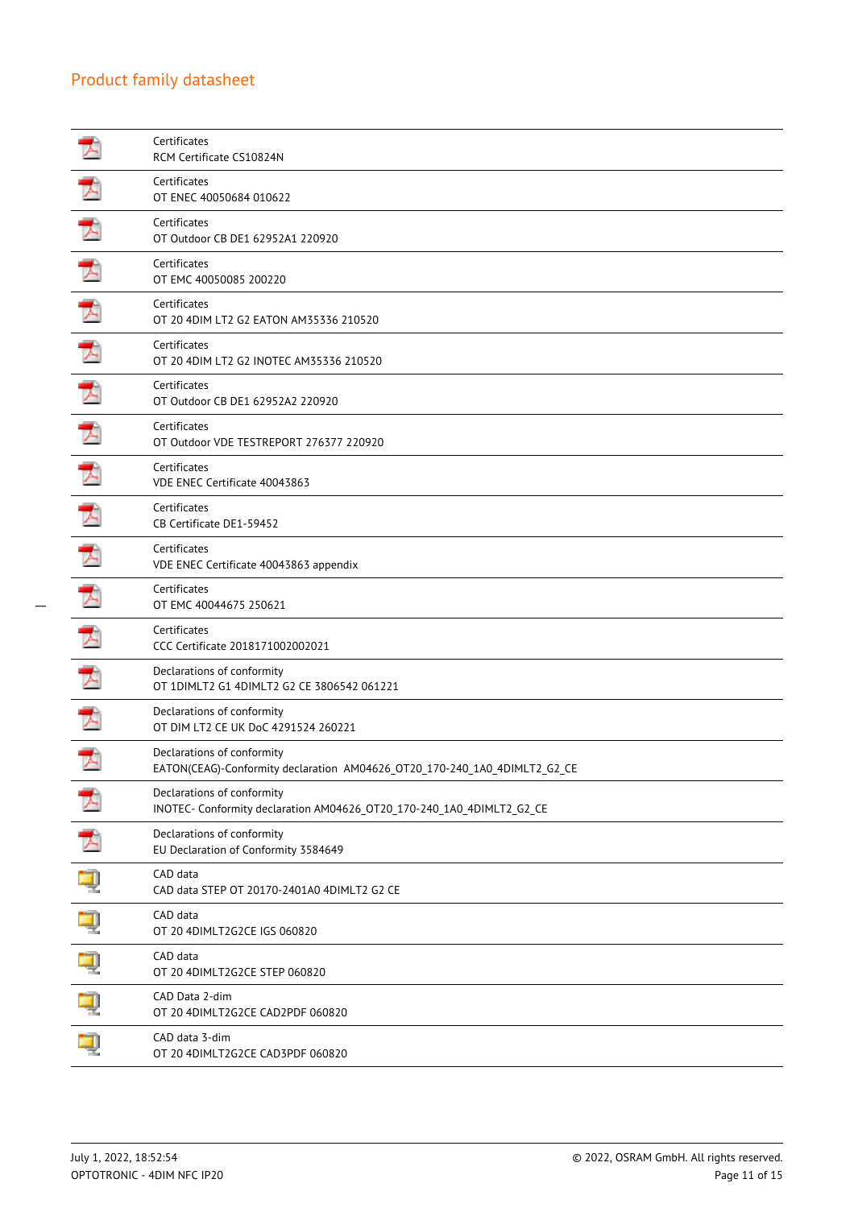| Category | Document |
|---|---|
| Certificates | RCM Certificate CS10824N |
| Certificates | OT ENEC 40050684 010622 |
| Certificates | OT Outdoor CB DE1 62952A1 220920 |
| Certificates | OT EMC 40050085 200220 |
| Certificates | OT 20 4DIM LT2 G2 EATON AM35336 210520 |
| Certificates | OT 20 4DIM LT2 G2 INOTEC AM35336 210520 |
| Certificates | OT Outdoor CB DE1 62952A2 220920 |
| Certificates | OT Outdoor VDE TESTREPORT 276377 220920 |
| Certificates | VDE ENEC Certificate 40043863 |
| Certificates | CB Certificate DE1-59452 |
| Certificates | VDE ENEC Certificate 40043863 appendix |
| Certificates | OT EMC 40044675 250621 |
| Certificates | CCC Certificate 2018171002002021 |
| Declarations of conformity | OT 1DIMLT2 G1 4DIMLT2 G2 CE 3806542 061221 |
| Declarations of conformity | OT DIM LT2 CE UK DoC 4291524 260221 |
| Declarations of conformity | EATON(CEAG)-Conformity declaration AM04626_OT20_170-240_1A0_4DIMLT2_G2_CE |
| Declarations of conformity | INOTEC- Conformity declaration AM04626_OT20_170-240_1A0_4DIMLT2_G2_CE |
| Declarations of conformity | EU Declaration of Conformity 3584649 |
| CAD data | CAD data STEP OT 20170-2401A0 4DIMLT2 G2 CE |
| CAD data | OT 20 4DIMLT2G2CE IGS 060820 |
| CAD data | OT 20 4DIMLT2G2CE STEP 060820 |
| CAD Data 2-dim | OT 20 4DIMLT2G2CE CAD2PDF 060820 |
| CAD data 3-dim | OT 20 4DIMLT2G2CE CAD3PDF 060820 |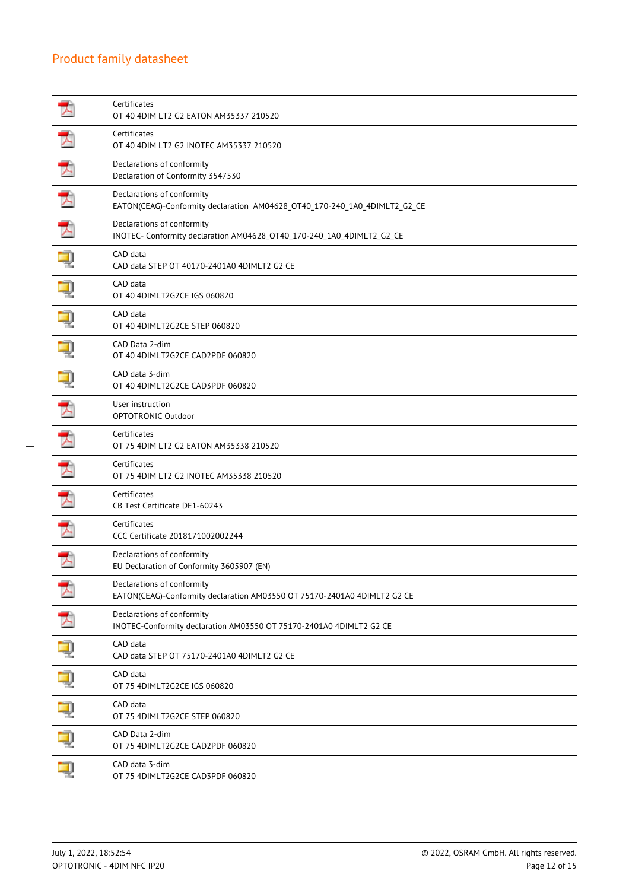| Type | Document |
| --- | --- |
| Certificates | OT 40 4DIM LT2 G2 EATON AM35337 210520 |
| Certificates | OT 40 4DIM LT2 G2 INOTEC AM35337 210520 |
| Declarations of conformity | Declaration of Conformity 3547530 |
| Declarations of conformity | EATON(CEAG)-Conformity declaration AM04628_OT40_170-240_1A0_4DIMLT2_G2_CE |
| Declarations of conformity | INOTEC- Conformity declaration AM04628_OT40_170-240_1A0_4DIMLT2_G2_CE |
| CAD data | CAD data STEP OT 40170-2401A0 4DIMLT2 G2 CE |
| CAD data | OT 40 4DIMLT2G2CE IGS 060820 |
| CAD data | OT 40 4DIMLT2G2CE STEP 060820 |
| CAD Data 2-dim | OT 40 4DIMLT2G2CE CAD2PDF 060820 |
| CAD data 3-dim | OT 40 4DIMLT2G2CE CAD3PDF 060820 |
| User instruction | OPTOTRONIC Outdoor |
| Certificates | OT 75 4DIM LT2 G2 EATON AM35338 210520 |
| Certificates | OT 75 4DIM LT2 G2 INOTEC AM35338 210520 |
| Certificates | CB Test Certificate DE1-60243 |
| Certificates | CCC Certificate 2018171002002244 |
| Declarations of conformity | EU Declaration of Conformity 3605907 (EN) |
| Declarations of conformity | EATON(CEAG)-Conformity declaration AM03550 OT 75170-2401A0 4DIMLT2 G2 CE |
| Declarations of conformity | INOTEC-Conformity declaration AM03550 OT 75170-2401A0 4DIMLT2 G2 CE |
| CAD data | CAD data STEP OT 75170-2401A0 4DIMLT2 G2 CE |
| CAD data | OT 75 4DIMLT2G2CE IGS 060820 |
| CAD data | OT 75 4DIMLT2G2CE STEP 060820 |
| CAD Data 2-dim | OT 75 4DIMLT2G2CE CAD2PDF 060820 |
| CAD data 3-dim | OT 75 4DIMLT2G2CE CAD3PDF 060820 |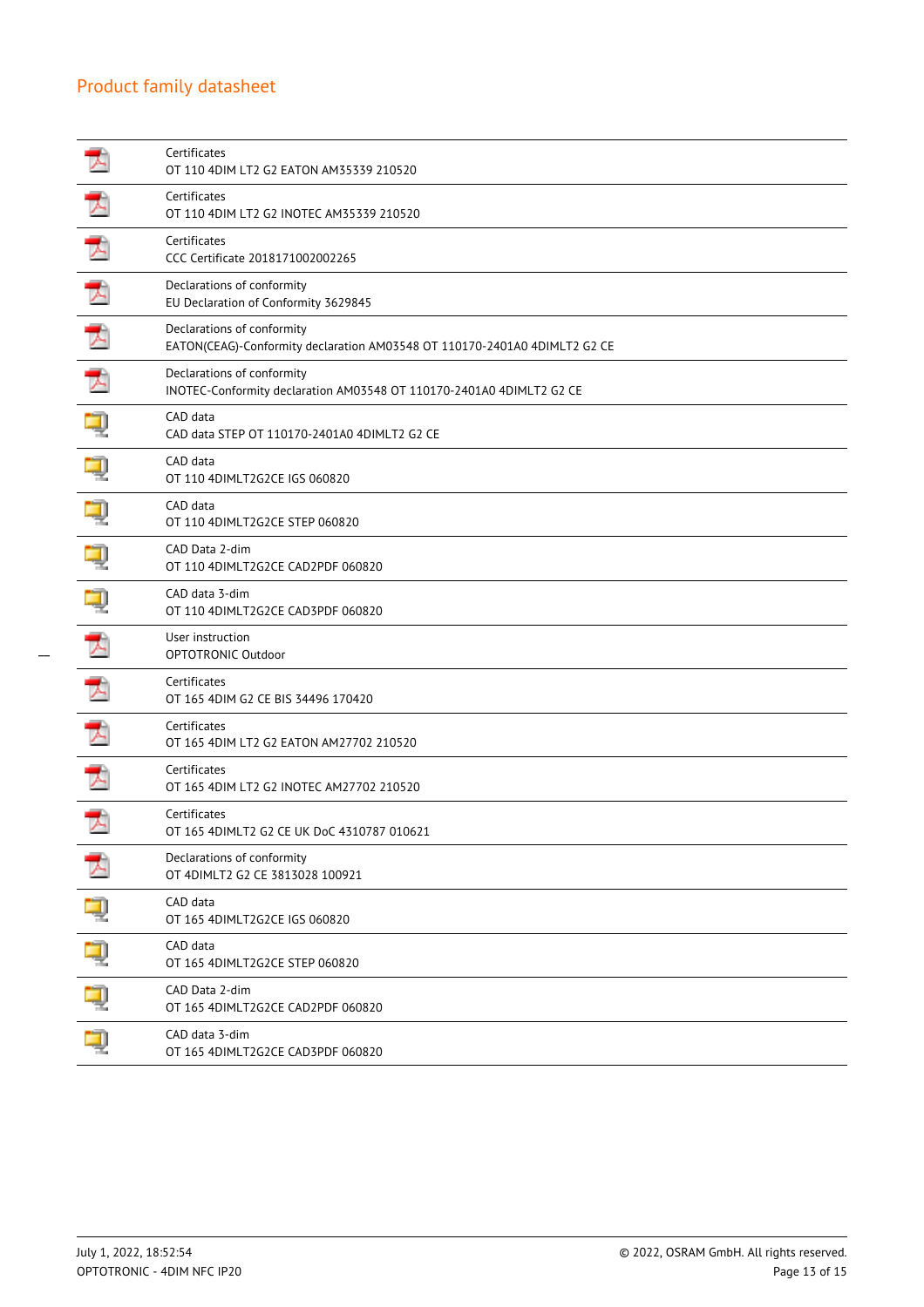| | |
|---|---|
| | Certificates<br>OT 110 4DIM LT2 G2 EATON AM35339 210520 |
| | Certificates<br>OT 110 4DIM LT2 G2 INOTEC AM35339 210520 |
| | Certificates<br>CCC Certificate 2018171002002265 |
| | Declarations of conformity<br>EU Declaration of Conformity 3629845 |
| | Declarations of conformity<br>EATON(CEAG)-Conformity declaration AM03548 OT 110170-2401A0 4DIMLT2 G2 CE |
| | Declarations of conformity<br>INOTEC-Conformity declaration AM03548 OT 110170-2401A0 4DIMLT2 G2 CE |
| | CAD data<br>CAD data STEP OT 110170-2401A0 4DIMLT2 G2 CE |
| | CAD data<br>OT 110 4DIMLT2G2CE IGS 060820 |
| | CAD data<br>OT 110 4DIMLT2G2CE STEP 060820 |
| | CAD Data 2-dim<br>OT 110 4DIMLT2G2CE CAD2PDF 060820 |
| | CAD data 3-dim<br>OT 110 4DIMLT2G2CE CAD3PDF 060820 |
| | User instruction<br>OPTOTRONIC Outdoor |
| | Certificates<br>OT 165 4DIM G2 CE BIS 34496 170420 |
| | Certificates<br>OT 165 4DIM LT2 G2 EATON AM27702 210520 |
| | Certificates<br>OT 165 4DIM LT2 G2 INOTEC AM27702 210520 |
| | Certificates<br>OT 165 4DIMLT2 G2 CE UK DoC 4310787 010621 |
| | Declarations of conformity<br>OT 4DIMLT2 G2 CE 3813028 100921 |
| | CAD data<br>OT 165 4DIMLT2G2CE IGS 060820 |
| | CAD data<br>OT 165 4DIMLT2G2CE STEP 060820 |
| | CAD Data 2-dim<br>OT 165 4DIMLT2G2CE CAD2PDF 060820 |
| | CAD data 3-dim<br>OT 165 4DIMLT2G2CE CAD3PDF 060820 |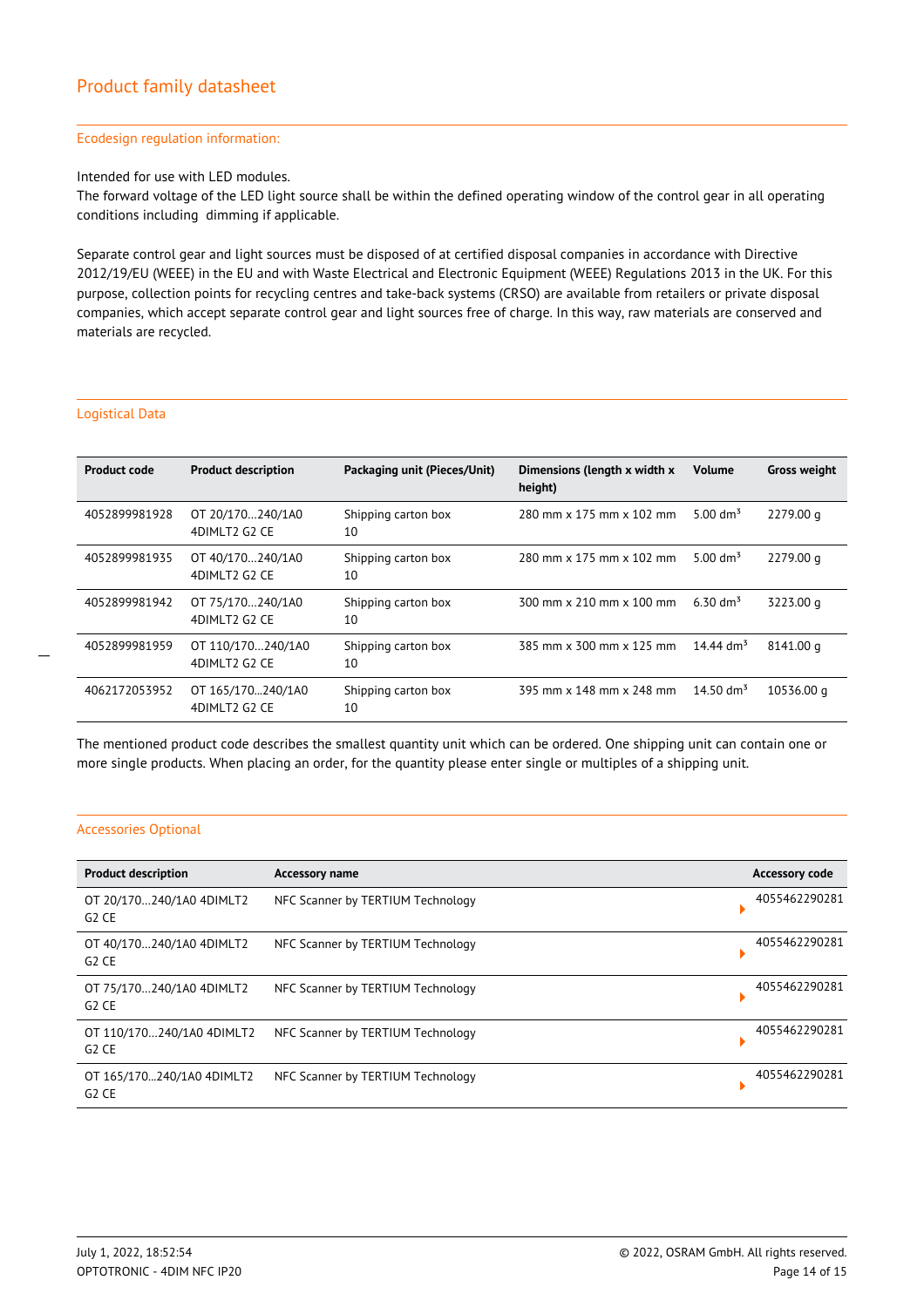### Ecodesign regulation information:

Intended for use with LED modules.
The forward voltage of the LED light source shall be within the defined operating window of the control gear in all operating conditions including dimming if applicable.

Separate control gear and light sources must be disposed of at certified disposal companies in accordance with Directive 2012/19/EU (WEEE) in the EU and with Waste Electrical and Electronic Equipment (WEEE) Regulations 2013 in the UK. For this purpose, collection points for recycling centres and take-back systems (CRSO) are available from retailers or private disposal companies, which accept separate control gear and light sources free of charge. In this way, raw materials are conserved and materials are recycled.

## Logistical Data

| Product code | Product description | Packaging unit (Pieces/Unit) | Dimensions (length x width x height) | Volume | Gross weight |
|---|---|---|---|---|---|
| 4052899981928 | OT 20/170…240/1A0 4DIMLT2 G2 CE | Shipping carton box 10 | 280 mm x 175 mm x 102 mm | 5.00 dm³ | 2279.00 g |
| 4052899981935 | OT 40/170…240/1A0 4DIMLT2 G2 CE | Shipping carton box 10 | 280 mm x 175 mm x 102 mm | 5.00 dm³ | 2279.00 g |
| 4052899981942 | OT 75/170…240/1A0 4DIMLT2 G2 CE | Shipping carton box 10 | 300 mm x 210 mm x 100 mm | 6.30 dm³ | 3223.00 g |
| 4052899981959 | OT 110/170…240/1A0 4DIMLT2 G2 CE | Shipping carton box 10 | 385 mm x 300 mm x 125 mm | 14.44 dm³ | 8141.00 g |
| 4062172053952 | OT 165/170…240/1A0 4DIMLT2 G2 CE | Shipping carton box 10 | 395 mm x 148 mm x 248 mm | 14.50 dm³ | 10536.00 g |

The mentioned product code describes the smallest quantity unit which can be ordered. One shipping unit can contain one or more single products. When placing an order, for the quantity please enter single or multiples of a shipping unit.

## Accessories Optional

| Product description | Accessory name | Accessory code |
|---|---|---|
| OT 20/170…240/1A0 4DIMLT2 G2 CE | NFC Scanner by TERTIUM Technology | 4055462290281 |
| OT 40/170…240/1A0 4DIMLT2 G2 CE | NFC Scanner by TERTIUM Technology | 4055462290281 |
| OT 75/170…240/1A0 4DIMLT2 G2 CE | NFC Scanner by TERTIUM Technology | 4055462290281 |
| OT 110/170…240/1A0 4DIMLT2 G2 CE | NFC Scanner by TERTIUM Technology | 4055462290281 |
| OT 165/170…240/1A0 4DIMLT2 G2 CE | NFC Scanner by TERTIUM Technology | 4055462290281 |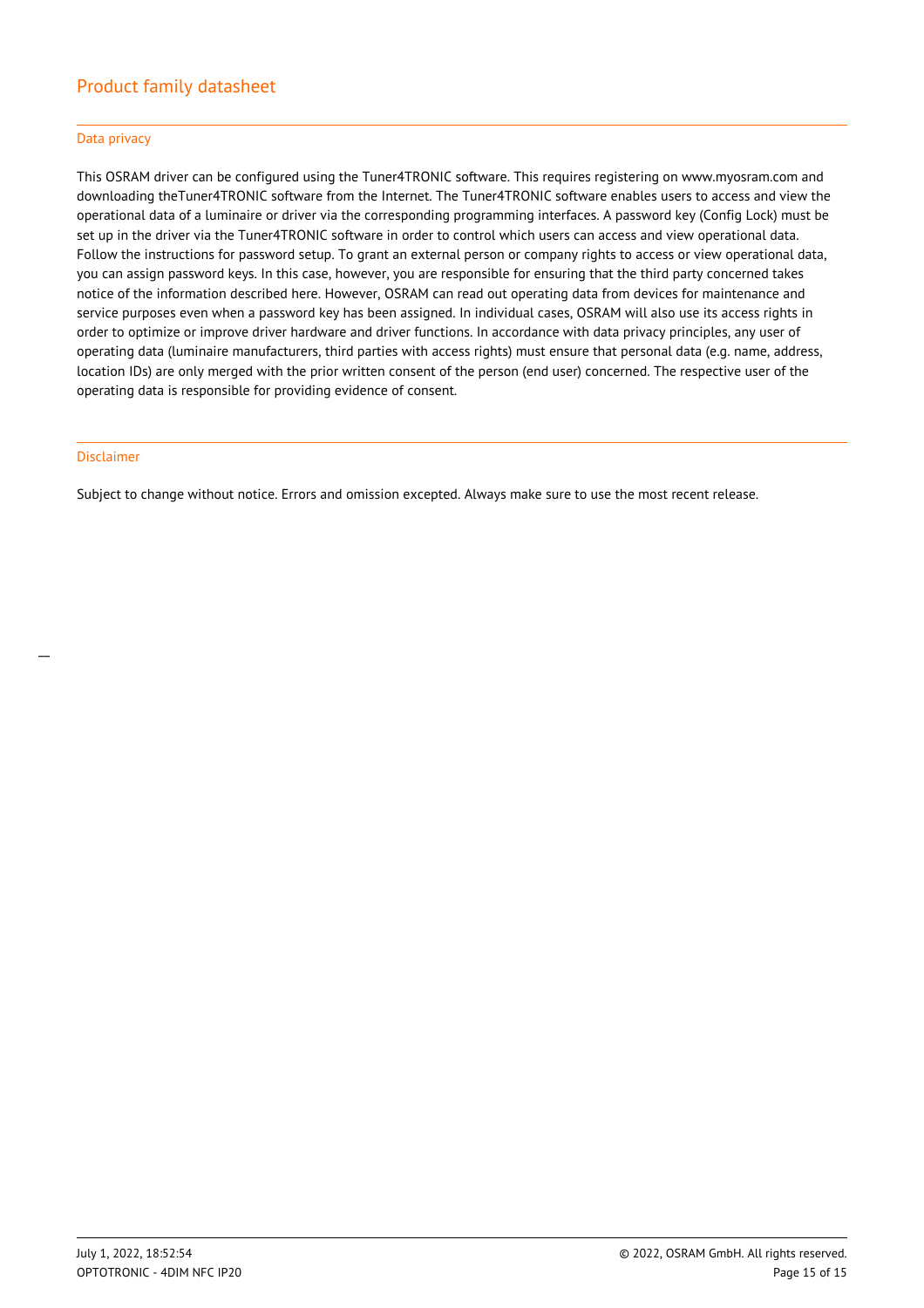## Data privacy

This OSRAM driver can be configured using the Tuner4TRONIC software. This requires registering on www.myosram.com and downloading theTuner4TRONIC software from the Internet. The Tuner4TRONIC software enables users to access and view the operational data of a luminaire or driver via the corresponding programming interfaces. A password key (Config Lock) must be set up in the driver via the Tuner4TRONIC software in order to control which users can access and view operational data. Follow the instructions for password setup. To grant an external person or company rights to access or view operational data, you can assign password keys. In this case, however, you are responsible for ensuring that the third party concerned takes notice of the information described here. However, OSRAM can read out operating data from devices for maintenance and service purposes even when a password key has been assigned. In individual cases, OSRAM will also use its access rights in order to optimize or improve driver hardware and driver functions. In accordance with data privacy principles, any user of operating data (luminaire manufacturers, third parties with access rights) must ensure that personal data (e.g. name, address, location IDs) are only merged with the prior written consent of the person (end user) concerned. The respective user of the operating data is responsible for providing evidence of consent.

## Disclaimer

Subject to change without notice. Errors and omission excepted. Always make sure to use the most recent release.